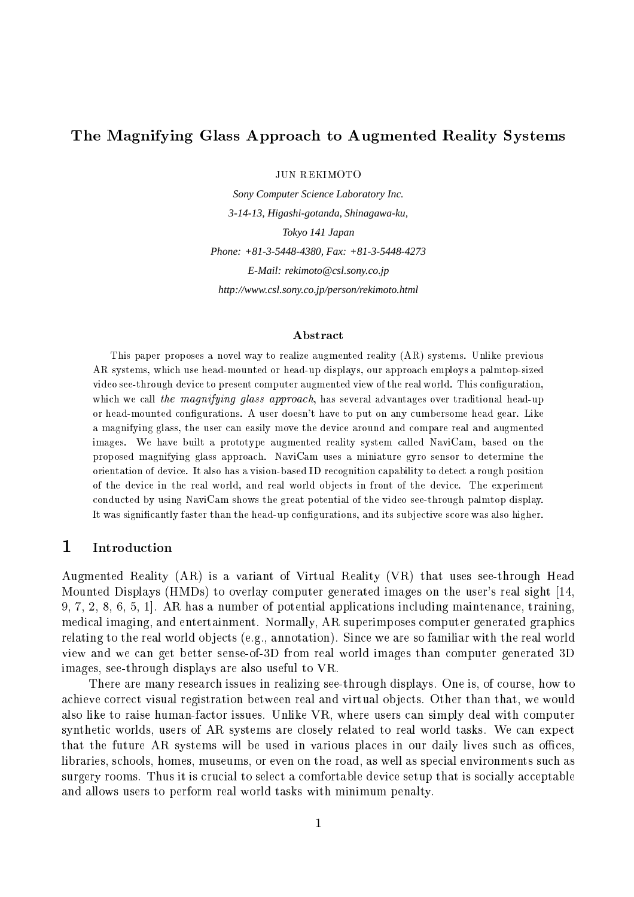# The Magnifying Glass Approach to Augmented Reality Systems

JUN REKIMOTO

*Sony Computer Science Laboratory Inc.*

*3-14-13, Higashi-gotanda, Shinagawa-ku,*

*Tokyo 141 Japan*

*Phone: +81-3-5448-4380, Fax: +81-3-5448-4273*

*E-Mail: rekimoto@csl.sony.co.jp*

*http://www.csl.sony.co.jp/person/rekimoto.html*

### Abstract

This paper proposes a novel way to realize augmented reality (AR) systems. Unlike previous AR systems, which use head-mounted or head-up displays, our approach employs a palmtop-sized video see-through device to present computer augmented view of the real world. This configuration, which we call *the magnifying glass approach*, has several advantages over traditional head-up or head-mounted configurations. A user doesn't have to put on any cumbersome head gear. Like a magnifying glass, the user can easily move the device around and compare real and augmented images. We have built a prototype augmented reality system called NaviCam, based on the proposed magnifying glass approach. NaviCam uses a miniature gyro sensor to determine the orientation of device. It also has a vision-based ID recognition capability to detect a rough position of the device in the real world, and real world objects in front of the device. The experiment conducted by using NaviCam shows the great potential of the video see-through palmtop display. It was significantly faster than the head-up configurations, and its subjective score was also higher.

## 1 Introduction

Augmented Reality (AR) is a variant of Virtual Reality (VR) that uses see-through Head Mounted Displays (HMDs) to overlay computer generated images on the user's real sight [14, 9, 7, 2, 8, 6, 5, 1]. AR has a number of potential applications including maintenance, training, medical imaging, and entertainment. Normally, AR superimposes computer generated graphics relating to the real world objects (e.g., annotation). Since we are so familiar with the real world view and we can get better sense-of-3D from real world images than computer generated 3D images, see-through displays are also useful to VR.

There are many research issues in realizing see-through displays. One is, of course, how to achieve correct visual registration between real and virtual objects. Other than that, we would also like to raise human-factor issues. Unlike VR, where users can simply deal with computer synthetic worlds, users of AR systems are closely related to real world tasks. We can expect that the future AR systems will be used in various places in our daily lives such as offices, libraries, schools, homes, museums, or even on the road, as well as special environments such as surgery rooms. Thus it is crucial to select a comfortable device setup that is socially acceptable and allows users to perform real world tasks with minimum penalty.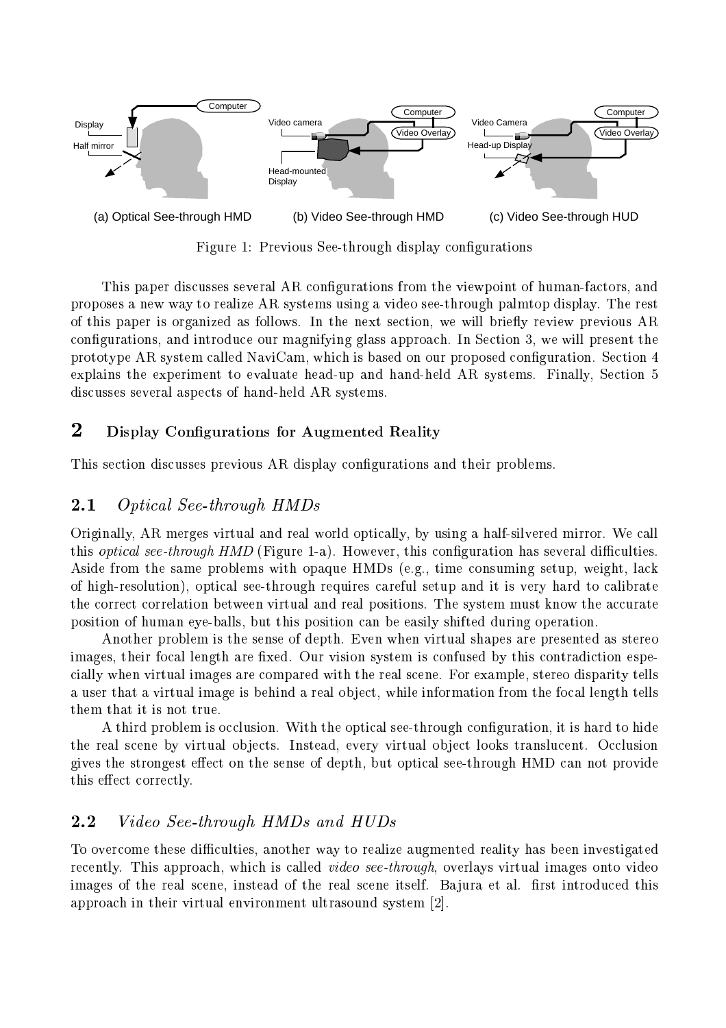(a) Optical See-through HMD (b) Video See-through HMD (c) Video See-through HUD

Figure 1: Previous See-through display configurations

This paper discusses several AR configurations from the viewpoint of human-factors, and proposes a new way to realize AR systems using a video see-through palmtop display. The rest of this paper is organized as follows. In the next section, we will briefly review previous AR configurations, and introduce our magnifying glass approach. In Section 3, we will present the prototype AR system called NaviCam, which is based on our proposed configuration. Section 4 explains the experiment to evaluate head-up and hand-held AR systems. Finally, Section 5 discusses several aspects of hand-held AR systems.

## 2 Display Configurations for Augmented Reality

This section discusses previous AR display configurations and their problems.

### 2.1 *Optical See-through HMDs*

Originally, AR merges virtual and real world optically, by using a half-silvered mirror. We call this *optical see-through HMD* (Figure 1-a). However, this configuration has several difficulties. Aside from the same problems with opaque HMDs (e.g., time consuming setup, weight, lack of high-resolution), optical see-through requires careful setup and it is very hard to calibrate the correct correlation between virtual and real positions. The system must know the accurate position of human eye-balls, but this position can be easily shifted during operation.

Another problem is the sense of depth. Even when virtual shapes are presented as stereo images, their focal length are fixed. Our vision system is confused by this contradiction especially when virtual images are compared with the real scene. For example, stereo disparity tells a user that a virtual image is behind a real object, while information from the focal length tells them that it is not true.

A third problem is occlusion. With the optical see-through configuration, it is hard to hide the real scene by virtual objects. Instead, every virtual object looks translucent. Occlusion gives the strongest effect on the sense of depth, but optical see-through HMD can not provide this effect correctly.

### 2.2 *Video See-through HMDs and HUDs*

To overcome these difficulties, another way to realize augmented reality has been investigated recently. This approach, which is called *video see-through*, overlays virtual images onto video images of the real scene, instead of the real scene itself. Bajura et al. first introduced this approach in their virtual environment ultrasound system [2].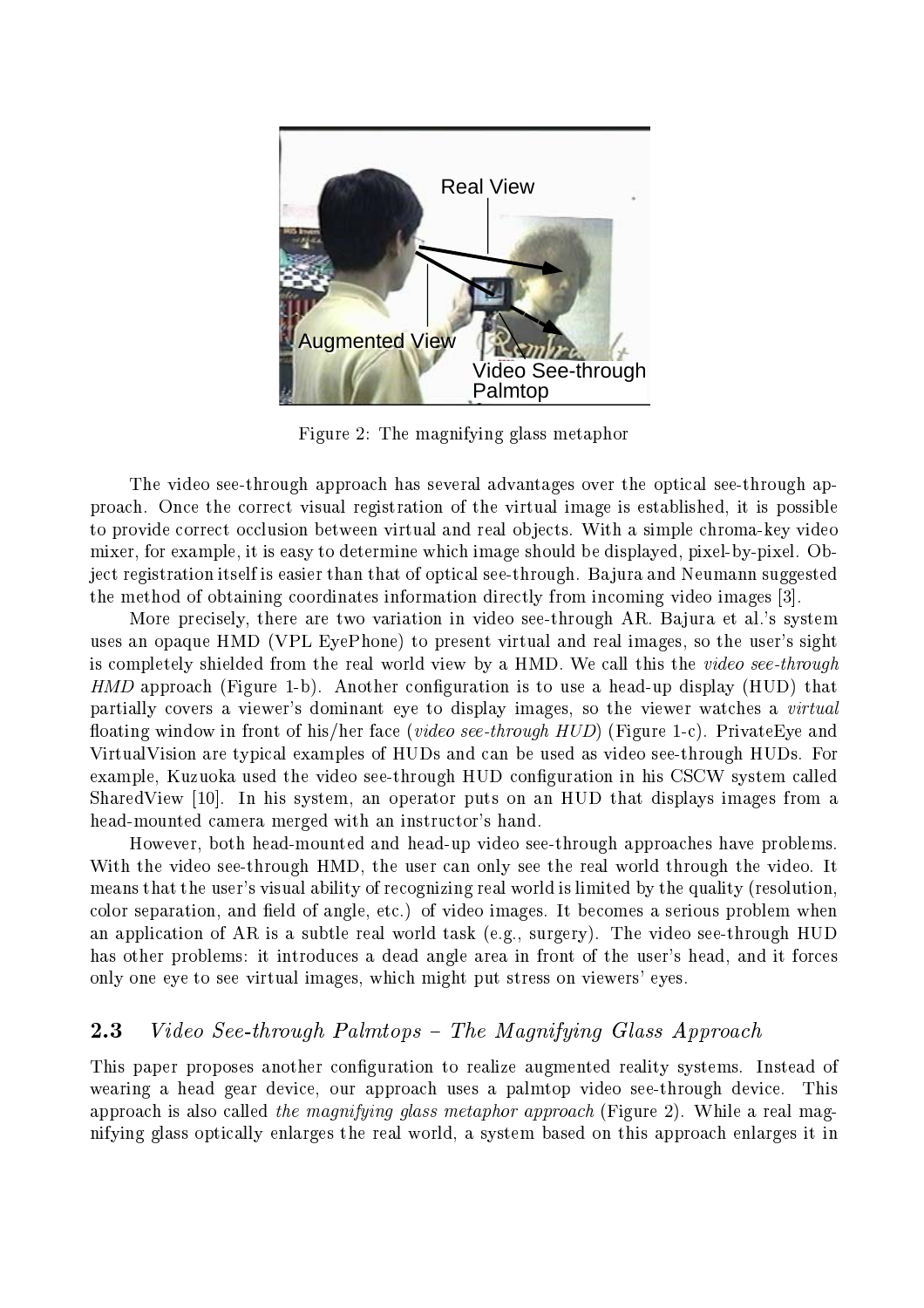Figure 2: The magnifying glass metaphor

The video see-through approach has several advantages over the optical see-through approach. Once the correct visual registration of the virtual image is established, it is possible to provide correct occlusion between virtual and real objects. With a simple chroma-key video mixer, for example, it is easy to determine which image should be displayed, pixel-by-pixel. Object registration itself is easier than that of optical see-through. Bajura and Neumann suggested the method of obtaining coordinates information directly from incoming video images [3].

More precisely, there are two variation in video see-through AR. Bajura et al.'s system uses an opaque HMD (VPL EyePhone) to present virtual and real images, so the user's sight is completely shielded from the real world view by a HMD. We call this the *video see-through HMD* approach (Figure 1-b). Another configuration is to use a head-up display (HUD) that partially covers a viewer's dominant eye to display images, so the viewer watches a *virtual* floating window in front of his/her face (*video see-through HUD*) (Figure 1-c). PrivateEye and VirtualVision are typical examples of HUDs and can be used as video see-through HUDs. For example, Kuzuoka used the video see-through HUD configuration in his CSCW system called SharedView [10]. In his system, an operator puts on an HUD that displays images from a head-mounted camera merged with an instructor's hand.

However, both head-mounted and head-up video see-through approaches have problems. With the video see-through HMD, the user can only see the real world through the video. It means that the user's visual ability of recognizing real world is limited by the quality (resolution, color separation, and field of angle, etc.) of video images. It becomes a serious problem when an application of AR is a subtle real world task (e.g., surgery). The video see-through HUD has other problems: it introduces a dead angle area in front of the user's head, and it forces only one eye to see virtual images, which might put stress on viewers' eyes.

## 2.3 *Video See-through Palmtops – The Magnifying Glass Approach*

This paper proposes another configuration to realize augmented reality systems. Instead of wearing a head gear device, our approach uses a palmtop video see-through device. This approach is also called *the magnifying glass metaphor approach* (Figure 2). While a real magnifying glass optically enlarges the real world, a system based on this approach enlarges it in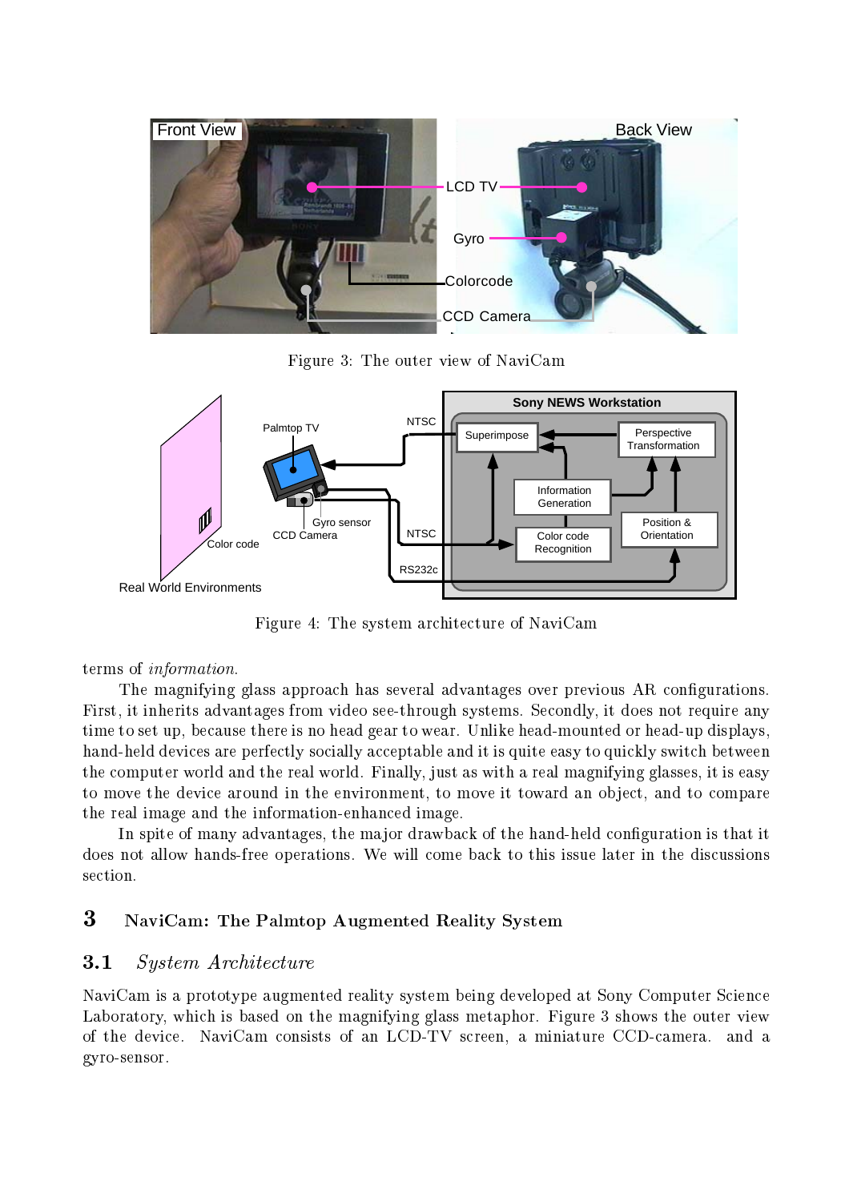Figure 3: The outer view of NaviCam

Figure 4: The system architecture of NaviCam

terms of *information*.

The magnifying glass approach has several advantages over previous AR configurations. First, it inherits advantages from video see-through systems. Secondly, it does not require any time to set up, because there is no head gear to wear. Unlike head-mounted or head-up displays, hand-held devices are perfectly socially acceptable and it is quite easy to quickly switch between the computer world and the real world. Finally, just as with a real magnifying glasses, it is easy to move the device around in the environment, to move it toward an object, and to compare the real image and the information-enhanced image.

In spite of many advantages, the major drawback of the hand-held configuration is that it does not allow hands-free operations. We will come back to this issue later in the discussions section.

## 3 NaviCam: The Palmtop Augmented Reality System

### 3.1 *System Architecture*

NaviCam is a prototype augmented reality system being developed at Sony Computer Science Laboratory, which is based on the magnifying glass metaphor. Figure 3 shows the outer view of the device. NaviCam consists of an LCD-TV screen, a miniature CCD-camera. and a gyro-sensor.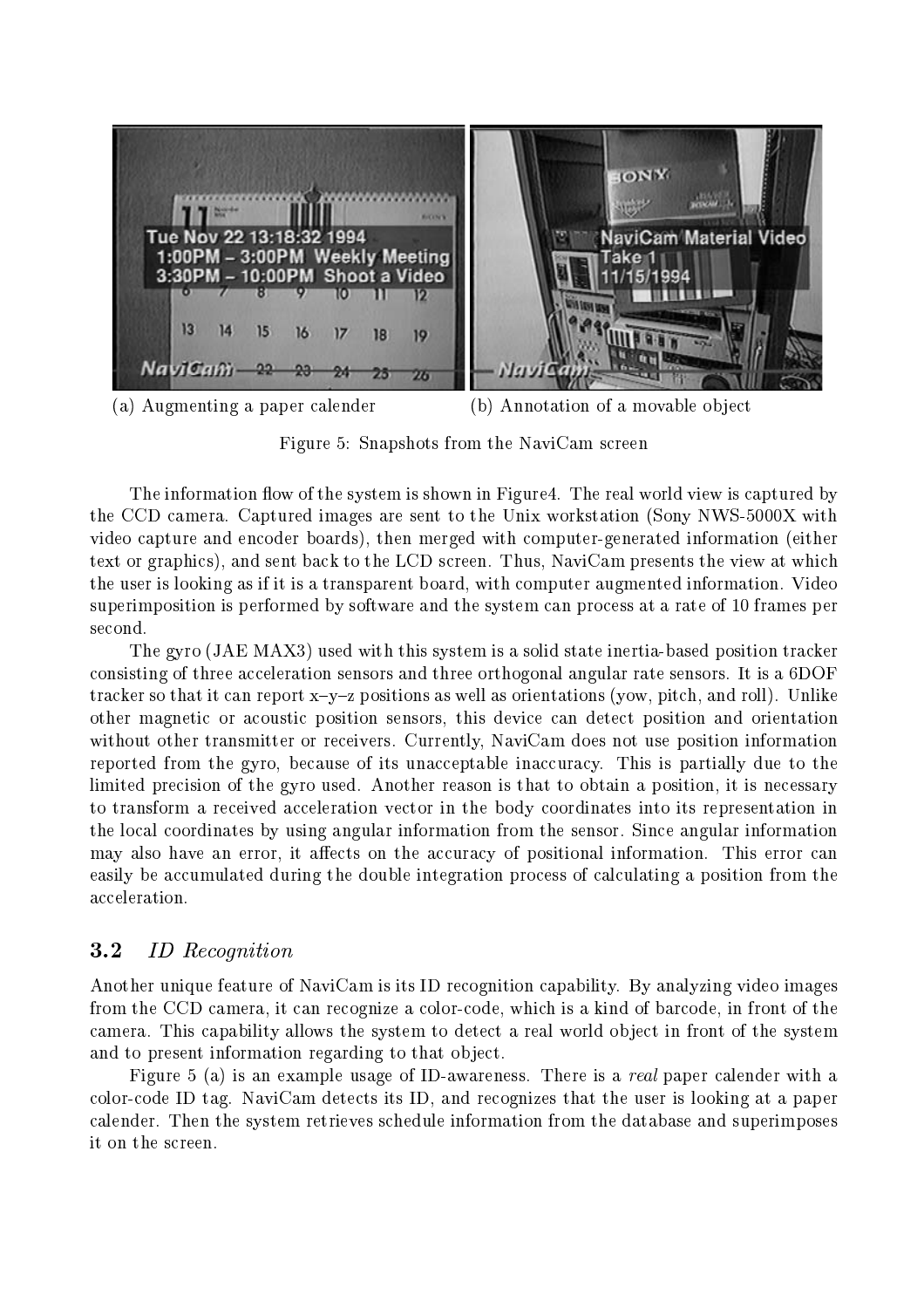(a) Augmenting a paper calender (b) Annotation of a movable object

Figure 5: Snapshots from the NaviCam screen

The information flow of the system is shown in Figure4. The real world view is captured by the CCD camera. Captured images are sent to the Unix workstation (Sony NWS-5000X with video capture and encoder boards), then merged with computer-generated information (either text or graphics), and sent back to the LCD screen. Thus, NaviCam presents the view at which the user is looking as if it is a transparent board, with computer augmented information. Video superimposition is performed by software and the system can process at a rate of 10 frames per second.

The gyro (JAE MAX3) used with this system is a solid state inertia-based position tracker consisting of three acceleration sensors and three orthogonal angular rate sensors. It is a 6DOF tracker so that it can report x–y–z positions as well as orientations (yow, pitch, and roll). Unlike other magnetic or acoustic position sensors, this device can detect position and orientation without other transmitter or receivers. Currently, NaviCam does not use position information reported from the gyro, because of its unacceptable inaccuracy. This is partially due to the limited precision of the gyro used. Another reason is that to obtain a position, it is necessary to transform a received acceleration vector in the body coordinates into its representation in the local coordinates by using angular information from the sensor. Since angular information may also have an error, it affects on the accuracy of positional information. This error can easily be accumulated during the double integration process of calculating a position from the acceleration.

## 3.2 *ID Recognition*

Another unique feature of NaviCam is its ID recognition capability. By analyzing video images from the CCD camera, it can recognize a color-code, which is a kind of barcode, in front of the camera. This capability allows the system to detect a real world object in front of the system and to present information regarding to that object.

Figure 5 (a) is an example usage of ID-awareness. There is a *real* paper calender with a color-code ID tag. NaviCam detects its ID, and recognizes that the user is looking at a paper calender. Then the system retrieves schedule information from the database and superimposes it on the screen.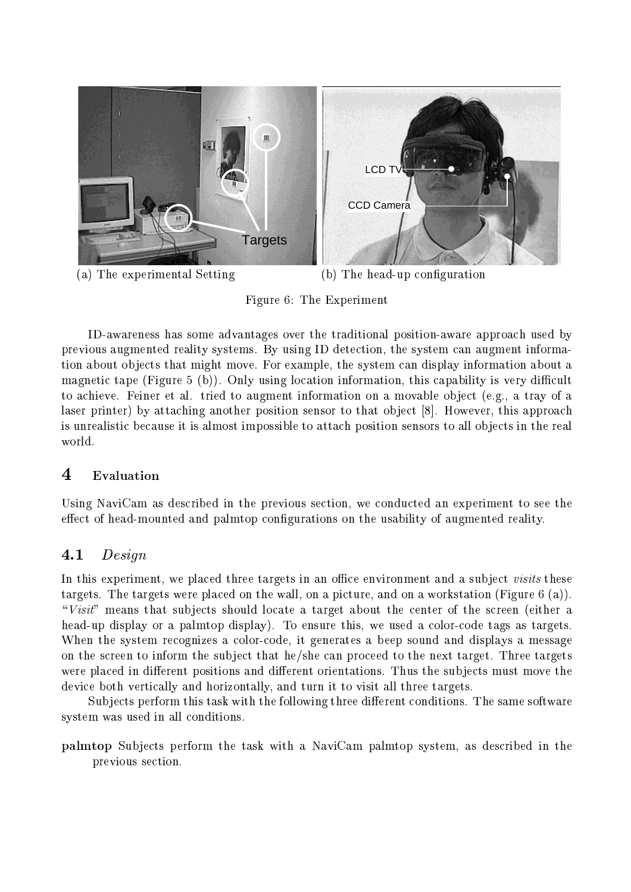(a) The experimental Setting

(b) The head-up configuration

Figure 6: The Experiment

ID-awareness has some advantages over the traditional position-aware approach used by previous augmented reality systems. By using ID detection, the system can augment information about objects that might move. For example, the system can display information about a magnetic tape (Figure 5 (b)). Only using location information, this capability is very difficult to achieve. Feiner et al. tried to augment information on a movable object (e.g., a tray of a laser printer) by attaching another position sensor to that object [8]. However, this approach is unrealistic because it is almost impossible to attach position sensors to all objects in the real world.

## 4 Evaluation

Using NaviCam as described in the previous section, we conducted an experiment to see the effect of head-mounted and palmtop configurations on the usability of augmented reality.

### 4.1 *Design*

In this experiment, we placed three targets in an office environment and a subject *visits* these targets. The targets were placed on the wall, on a picture, and on a workstation (Figure 6 (a)). "*Visit*" means that subjects should locate a target about the center of the screen (either a head-up display or a palmtop display). To ensure this, we used a color-code tags as targets. When the system recognizes a color-code, it generates a beep sound and displays a message on the screen to inform the subject that he/she can proceed to the next target. Three targets were placed in different positions and different orientations. Thus the subjects must move the device both vertically and horizontally, and turn it to visit all three targets.

Subjects perform this task with the following three different conditions. The same software system was used in all conditions.

**palmtop** Subjects perform the task with a NaviCam palmtop system, as described in the previous section.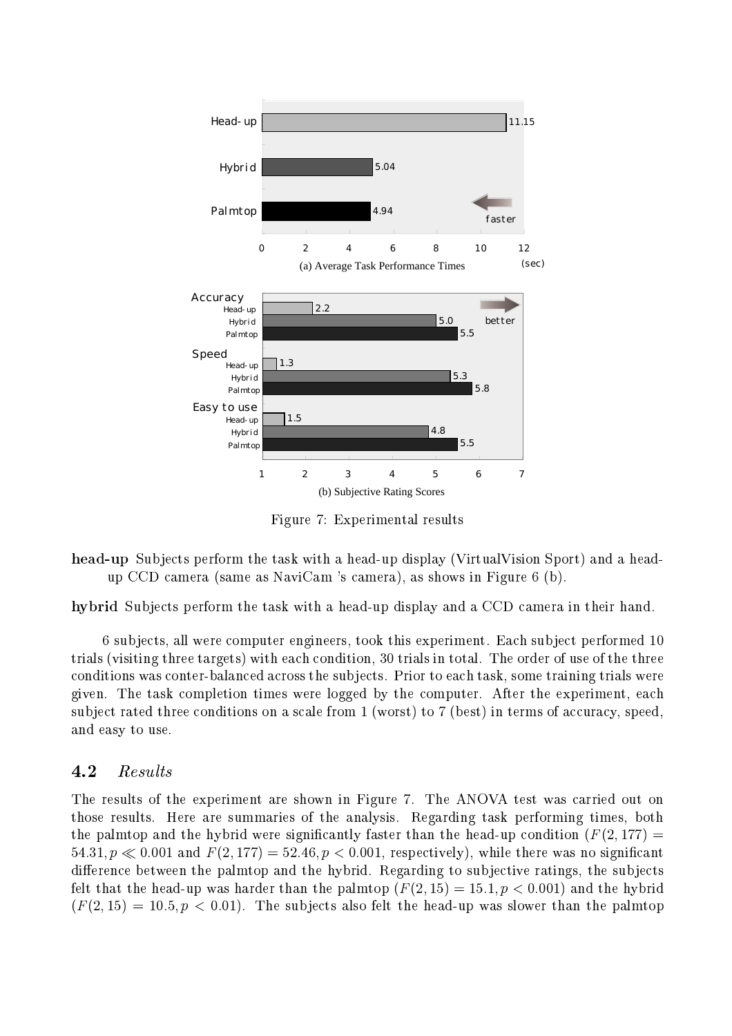Figure 7: Experimental results

**head-up** Subjects perform the task with a head-up display (VirtualVision Sport) and a head-up CCD camera (same as NaviCam 's camera), as shows in Figure 6 (b).

**hybrid** Subjects perform the task with a head-up display and a CCD camera in their hand.

6 subjects, all were computer engineers, took this experiment. Each subject performed 10 trials (visiting three targets) with each condition, 30 trials in total. The order of use of the three conditions was conter-balanced across the subjects. Prior to each task, some training trials were given. The task completion times were logged by the computer. After the experiment, each subject rated three conditions on a scale from 1 (worst) to 7 (best) in terms of accuracy, speed, and easy to use.

## 4.2 *Results*

The results of the experiment are shown in Figure 7. The ANOVA test was carried out on those results. Here are summaries of the analysis. Regarding task performing times, both the palmtop and the hybrid were significantly faster than the head-up condition ($F(2, 177) = 54.31, p \ll 0.001$ and $F(2, 177) = 52.46, p < 0.001$, respectively), while there was no significant difference between the palmtop and the hybrid. Regarding to subjective ratings, the subjects felt that the head-up was harder than the palmtop ($F(2, 15) = 15.1, p < 0.001$) and the hybrid ($F(2, 15) = 10.5, p < 0.01$). The subjects also felt the head-up was slower than the palmtop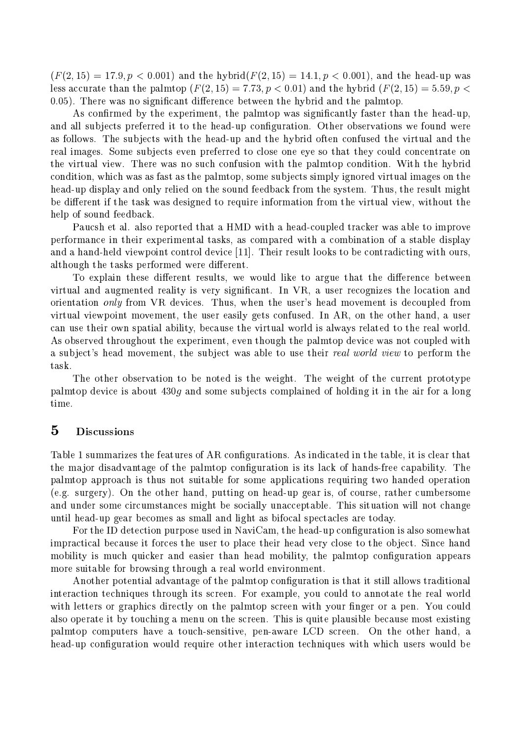$(F(2,15) = 17.9, p < 0.001)$ and the hybrid$(F(2,15) = 14.1, p < 0.001)$, and the head-up was less accurate than the palmtop $(F(2,15) = 7.73, p < 0.01)$ and the hybrid $(F(2,15) = 5.59, p < 0.05)$. There was no significant difference between the hybrid and the palmtop.

As confirmed by the experiment, the palmtop was significantly faster than the head-up, and all subjects preferred it to the head-up configuration. Other observations we found were as follows. The subjects with the head-up and the hybrid often confused the virtual and the real images. Some subjects even preferred to close one eye so that they could concentrate on the virtual view. There was no such confusion with the palmtop condition. With the hybrid condition, which was as fast as the palmtop, some subjects simply ignored virtual images on the head-up display and only relied on the sound feedback from the system. Thus, the result might be different if the task was designed to require information from the virtual view, without the help of sound feedback.

Paucsh et al. also reported that a HMD with a head-coupled tracker was able to improve performance in their experimental tasks, as compared with a combination of a stable display and a hand-held viewpoint control device [11]. Their result looks to be contradicting with ours, although the tasks performed were different.

To explain these different results, we would like to argue that the difference between virtual and augmented reality is very significant. In VR, a user recognizes the location and orientation *only* from VR devices. Thus, when the user's head movement is decoupled from virtual viewpoint movement, the user easily gets confused. In AR, on the other hand, a user can use their own spatial ability, because the virtual world is always related to the real world. As observed throughout the experiment, even though the palmtop device was not coupled with a subject's head movement, the subject was able to use their *real world view* to perform the task.

The other observation to be noted is the weight. The weight of the current prototype palmtop device is about $430g$ and some subjects complained of holding it in the air for a long time.

# 5 Discussions

Table 1 summarizes the features of AR configurations. As indicated in the table, it is clear that the major disadvantage of the palmtop configuration is its lack of hands-free capability. The palmtop approach is thus not suitable for some applications requiring two handed operation (e.g. surgery). On the other hand, putting on head-up gear is, of course, rather cumbersome and under some circumstances might be socially unacceptable. This situation will not change until head-up gear becomes as small and light as bifocal spectacles are today.

For the ID detection purpose used in NaviCam, the head-up configuration is also somewhat impractical because it forces the user to place their head very close to the object. Since hand mobility is much quicker and easier than head mobility, the palmtop configuration appears more suitable for browsing through a real world environment.

Another potential advantage of the palmtop configuration is that it still allows traditional interaction techniques through its screen. For example, you could to annotate the real world with letters or graphics directly on the palmtop screen with your finger or a pen. You could also operate it by touching a menu on the screen. This is quite plausible because most existing palmtop computers have a touch-sensitive, pen-aware LCD screen. On the other hand, a head-up configuration would require other interaction techniques with which users would be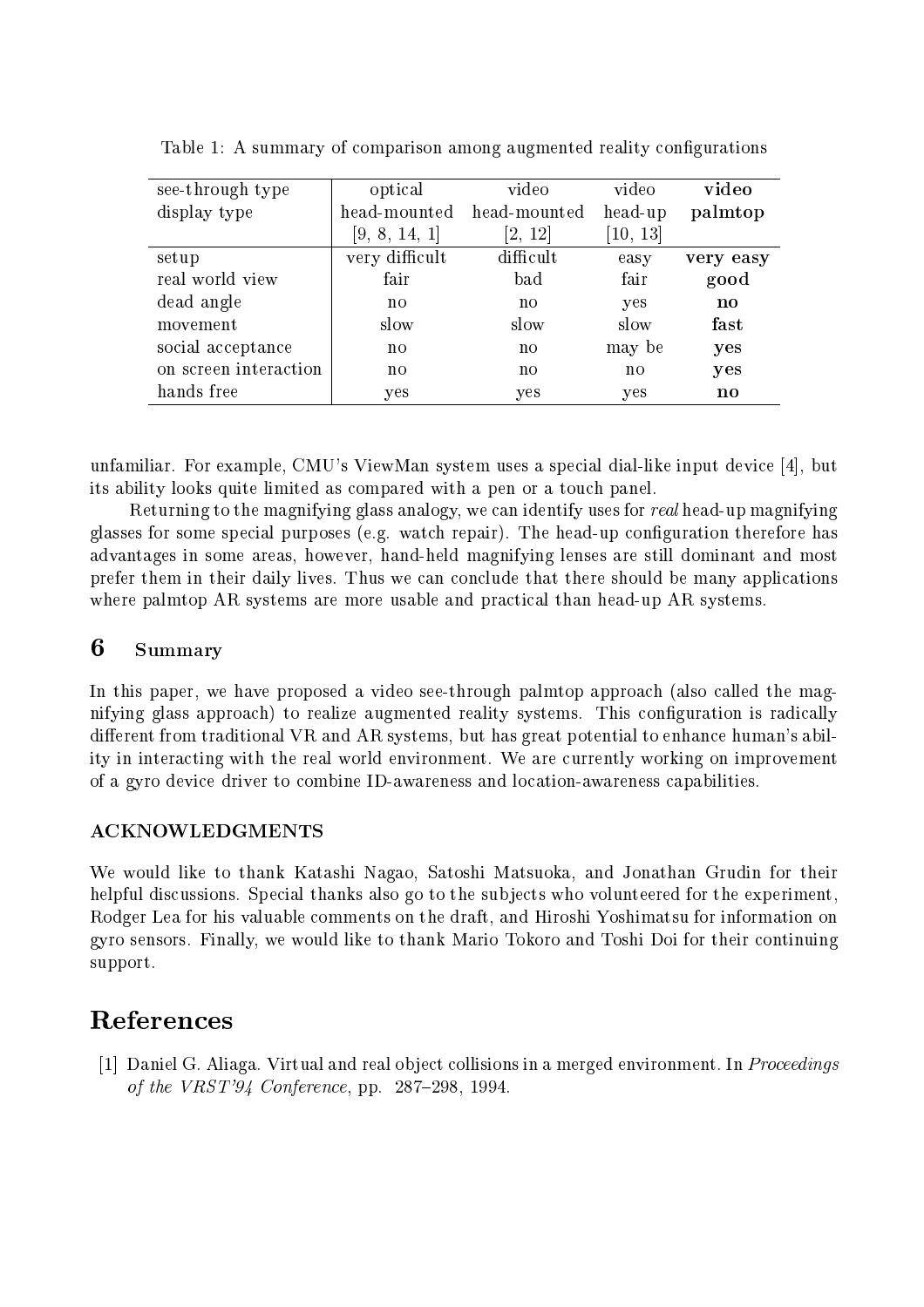Table 1: A summary of comparison among augmented reality configurations

| see-through type | optical | video | video | **video** |
|---|---|---|---|---|
| display type | head-mounted | head-mounted | head-up | **palmtop** |
| | [9, 8, 14, 1] | [2, 12] | [10, 13] | |
| setup | very difficult | difficult | easy | **very easy** |
| real world view | fair | bad | fair | **good** |
| dead angle | no | no | yes | **no** |
| movement | slow | slow | slow | **fast** |
| social acceptance | no | no | may be | **yes** |
| on screen interaction | no | no | no | **yes** |
| hands free | yes | yes | yes | **no** |

unfamiliar. For example, CMU's ViewMan system uses a special dial-like input device [4], but its ability looks quite limited as compared with a pen or a touch panel.

Returning to the magnifying glass analogy, we can identify uses for *real* head-up magnifying glasses for some special purposes (e.g. watch repair). The head-up configuration therefore has advantages in some areas, however, hand-held magnifying lenses are still dominant and most prefer them in their daily lives. Thus we can conclude that there should be many applications where palmtop AR systems are more usable and practical than head-up AR systems.

## 6 Summary

In this paper, we have proposed a video see-through palmtop approach (also called the magnifying glass approach) to realize augmented reality systems. This configuration is radically different from traditional VR and AR systems, but has great potential to enhance human's ability in interacting with the real world environment. We are currently working on improvement of a gyro device driver to combine ID-awareness and location-awareness capabilities.

### ACKNOWLEDGMENTS

We would like to thank Katashi Nagao, Satoshi Matsuoka, and Jonathan Grudin for their helpful discussions. Special thanks also go to the subjects who volunteered for the experiment, Rodger Lea for his valuable comments on the draft, and Hiroshi Yoshimatsu for information on gyro sensors. Finally, we would like to thank Mario Tokoro and Toshi Doi for their continuing support.

# References

[1] Daniel G. Aliaga. Virtual and real object collisions in a merged environment. In *Proceedings of the VRST'94 Conference*, pp. 287–298, 1994.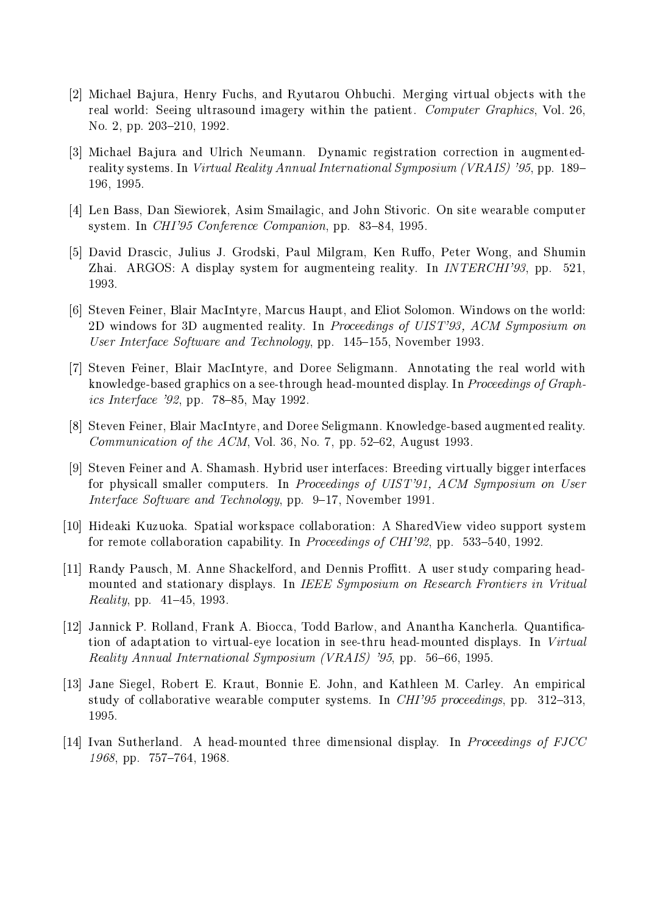[2] Michael Bajura, Henry Fuchs, and Ryutarou Ohbuchi. Merging virtual objects with the real world: Seeing ultrasound imagery within the patient. *Computer Graphics*, Vol. 26, No. 2, pp. 203–210, 1992.

[3] Michael Bajura and Ulrich Neumann. Dynamic registration correction in augmented-reality systems. In *Virtual Reality Annual International Symposium (VRAIS) '95*, pp. 189–196, 1995.

[4] Len Bass, Dan Siewiorek, Asim Smailagic, and John Stivoric. On site wearable computer system. In *CHI'95 Conference Companion*, pp. 83–84, 1995.

[5] David Drascic, Julius J. Grodski, Paul Milgram, Ken Ruffo, Peter Wong, and Shumin Zhai. ARGOS: A display system for augmenteing reality. In *INTERCHI'93*, pp. 521, 1993.

[6] Steven Feiner, Blair MacIntyre, Marcus Haupt, and Eliot Solomon. Windows on the world: 2D windows for 3D augmented reality. In *Proceedings of UIST'93, ACM Symposium on User Interface Software and Technology*, pp. 145–155, November 1993.

[7] Steven Feiner, Blair MacIntyre, and Doree Seligmann. Annotating the real world with knowledge-based graphics on a see-through head-mounted display. In *Proceedings of Graphics Interface '92*, pp. 78–85, May 1992.

[8] Steven Feiner, Blair MacIntyre, and Doree Seligmann. Knowledge-based augmented reality. *Communication of the ACM*, Vol. 36, No. 7, pp. 52–62, August 1993.

[9] Steven Feiner and A. Shamash. Hybrid user interfaces: Breeding virtually bigger interfaces for physicall smaller computers. In *Proceedings of UIST'91, ACM Symposium on User Interface Software and Technology*, pp. 9–17, November 1991.

[10] Hideaki Kuzuoka. Spatial workspace collaboration: A SharedView video support system for remote collaboration capability. In *Proceedings of CHI'92*, pp. 533–540, 1992.

[11] Randy Pausch, M. Anne Shackelford, and Dennis Proffitt. A user study comparing head-mounted and stationary displays. In *IEEE Symposium on Research Frontiers in Vritual Reality*, pp. 41–45, 1993.

[12] Jannick P. Rolland, Frank A. Biocca, Todd Barlow, and Anantha Kancherla. Quantification of adaptation to virtual-eye location in see-thru head-mounted displays. In *Virtual Reality Annual International Symposium (VRAIS) '95*, pp. 56–66, 1995.

[13] Jane Siegel, Robert E. Kraut, Bonnie E. John, and Kathleen M. Carley. An empirical study of collaborative wearable computer systems. In *CHI'95 proceedings*, pp. 312–313, 1995.

[14] Ivan Sutherland. A head-mounted three dimensional display. In *Proceedings of FJCC 1968*, pp. 757–764, 1968.